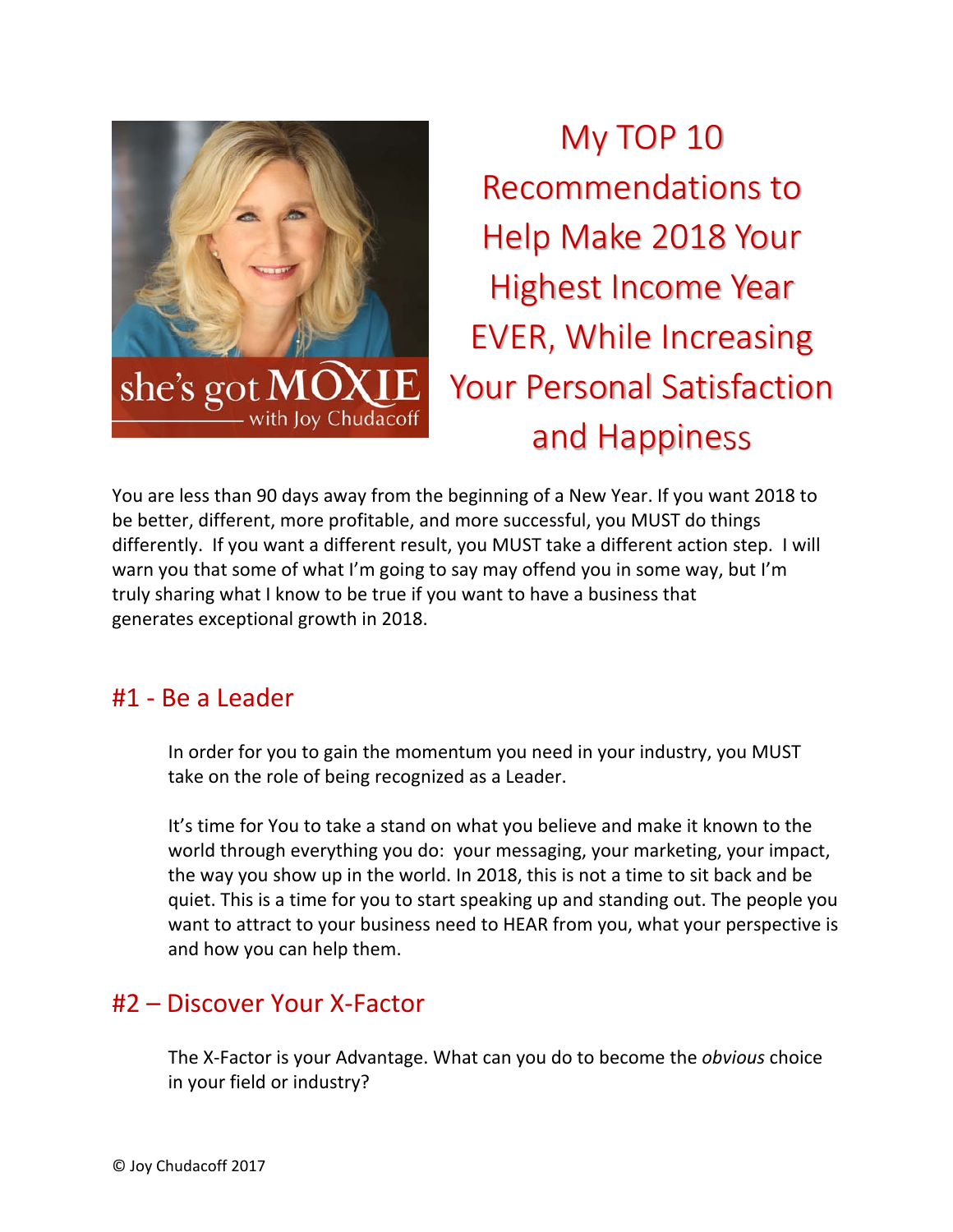# My TOP 10 Recommendations to Help Make 2018 Your Highest Income Year EVER, While Increasing Your Personal Satisfaction and Happiness

You are less than 90 days away from the beginning of a New Year. If you want 2018 to be better, different, more profitable, and more successful, you MUST do things differently. If you want a different result, you MUST take a different action step. I will warn you that some of what I'm going to say may offend you in some way, but I'm truly sharing what I know to be true if you want to have a business that generates exceptional growth in 2018.

## #1 - Be a Leader

In order for you to gain the momentum you need in your industry, you MUST take on the role of being recognized as a Leader.

It's time for You to take a stand on what you believe and make it known to the world through everything you do: your messaging, your marketing, your impact, the way you show up in the world. In 2018, this is not a time to sit back and be quiet. This is a time for you to start speaking up and standing out. The people you want to attract to your business need to HEAR from you, what your perspective is and how you can help them.

## #2 – Discover Your X-Factor

The X-Factor is your Advantage. What can you do to become the *obvious* choice in your field or industry?

© Joy Chudacoff 2017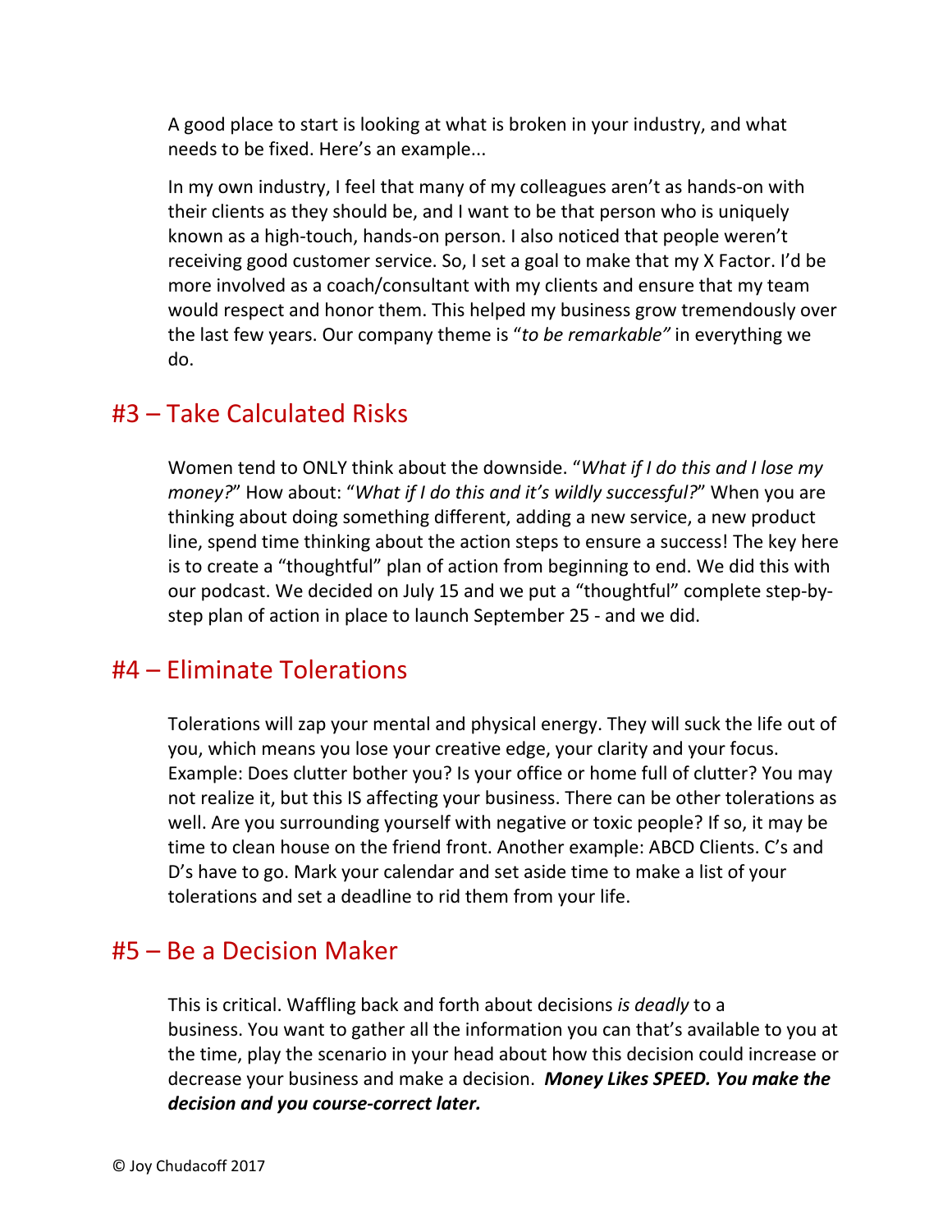A good place to start is looking at what is broken in your industry, and what needs to be fixed. Here's an example...

In my own industry, I feel that many of my colleagues aren't as hands-on with their clients as they should be, and I want to be that person who is uniquely known as a high-touch, hands-on person. I also noticed that people weren't receiving good customer service. So, I set a goal to make that my X Factor. I'd be more involved as a coach/consultant with my clients and ensure that my team would respect and honor them. This helped my business grow tremendously over the last few years. Our company theme is "*to be remarkable"* in everything we do.

## #3 – Take Calculated Risks

Women tend to ONLY think about the downside. "*What if I do this and I lose my money?*" How about: "*What if I do this and it's wildly successful?*" When you are thinking about doing something different, adding a new service, a new product line, spend time thinking about the action steps to ensure a success! The key here is to create a "thoughtful" plan of action from beginning to end. We did this with our podcast. We decided on July 15 and we put a "thoughtful" complete step-by-step plan of action in place to launch September 25 - and we did.

## #4 – Eliminate Tolerations

Tolerations will zap your mental and physical energy. They will suck the life out of you, which means you lose your creative edge, your clarity and your focus. Example: Does clutter bother you? Is your office or home full of clutter? You may not realize it, but this IS affecting your business. There can be other tolerations as well. Are you surrounding yourself with negative or toxic people? If so, it may be time to clean house on the friend front. Another example: ABCD Clients. C's and D's have to go. Mark your calendar and set aside time to make a list of your tolerations and set a deadline to rid them from your life.

## #5 – Be a Decision Maker

This is critical. Waffling back and forth about decisions *is deadly* to a business. You want to gather all the information you can that's available to you at the time, play the scenario in your head about how this decision could increase or decrease your business and make a decision. ***Money Likes SPEED. You make the decision and you course-correct later.***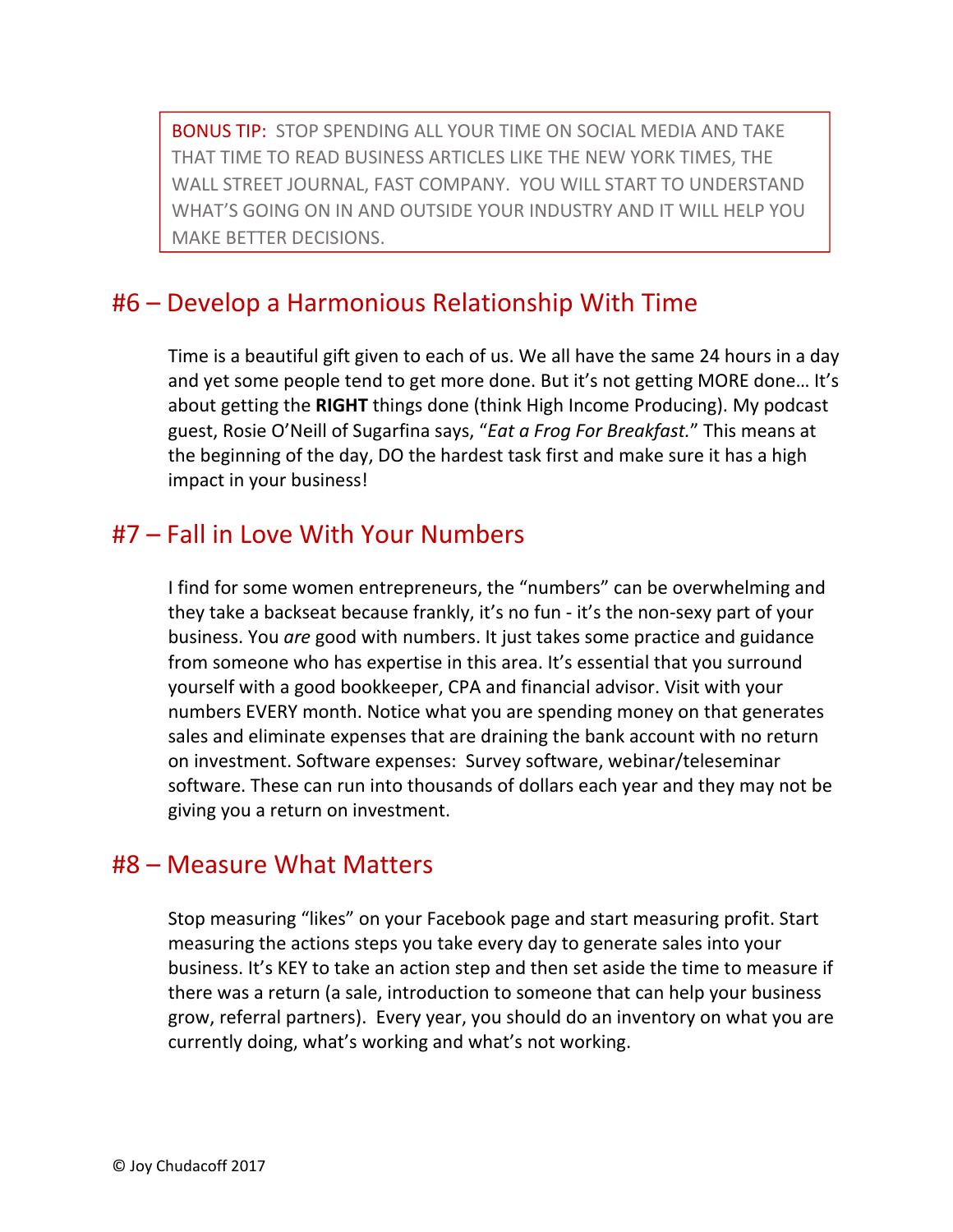> **BONUS TIP:** STOP SPENDING ALL YOUR TIME ON SOCIAL MEDIA AND TAKE THAT TIME TO READ BUSINESS ARTICLES LIKE THE NEW YORK TIMES, THE WALL STREET JOURNAL, FAST COMPANY. YOU WILL START TO UNDERSTAND WHAT'S GOING ON IN AND OUTSIDE YOUR INDUSTRY AND IT WILL HELP YOU MAKE BETTER DECISIONS.

## #6 – Develop a Harmonious Relationship With Time

Time is a beautiful gift given to each of us. We all have the same 24 hours in a day and yet some people tend to get more done. But it's not getting MORE done… It's about getting the **RIGHT** things done (think High Income Producing). My podcast guest, Rosie O'Neill of Sugarfina says, "*Eat a Frog For Breakfast.*" This means at the beginning of the day, DO the hardest task first and make sure it has a high impact in your business!

## #7 – Fall in Love With Your Numbers

I find for some women entrepreneurs, the "numbers" can be overwhelming and they take a backseat because frankly, it's no fun - it's the non-sexy part of your business. You *are* good with numbers. It just takes some practice and guidance from someone who has expertise in this area. It's essential that you surround yourself with a good bookkeeper, CPA and financial advisor. Visit with your numbers EVERY month. Notice what you are spending money on that generates sales and eliminate expenses that are draining the bank account with no return on investment. Software expenses: Survey software, webinar/teleseminar software. These can run into thousands of dollars each year and they may not be giving you a return on investment.

## #8 – Measure What Matters

Stop measuring "likes" on your Facebook page and start measuring profit. Start measuring the actions steps you take every day to generate sales into your business. It's KEY to take an action step and then set aside the time to measure if there was a return (a sale, introduction to someone that can help your business grow, referral partners). Every year, you should do an inventory on what you are currently doing, what's working and what's not working.

© Joy Chudacoff 2017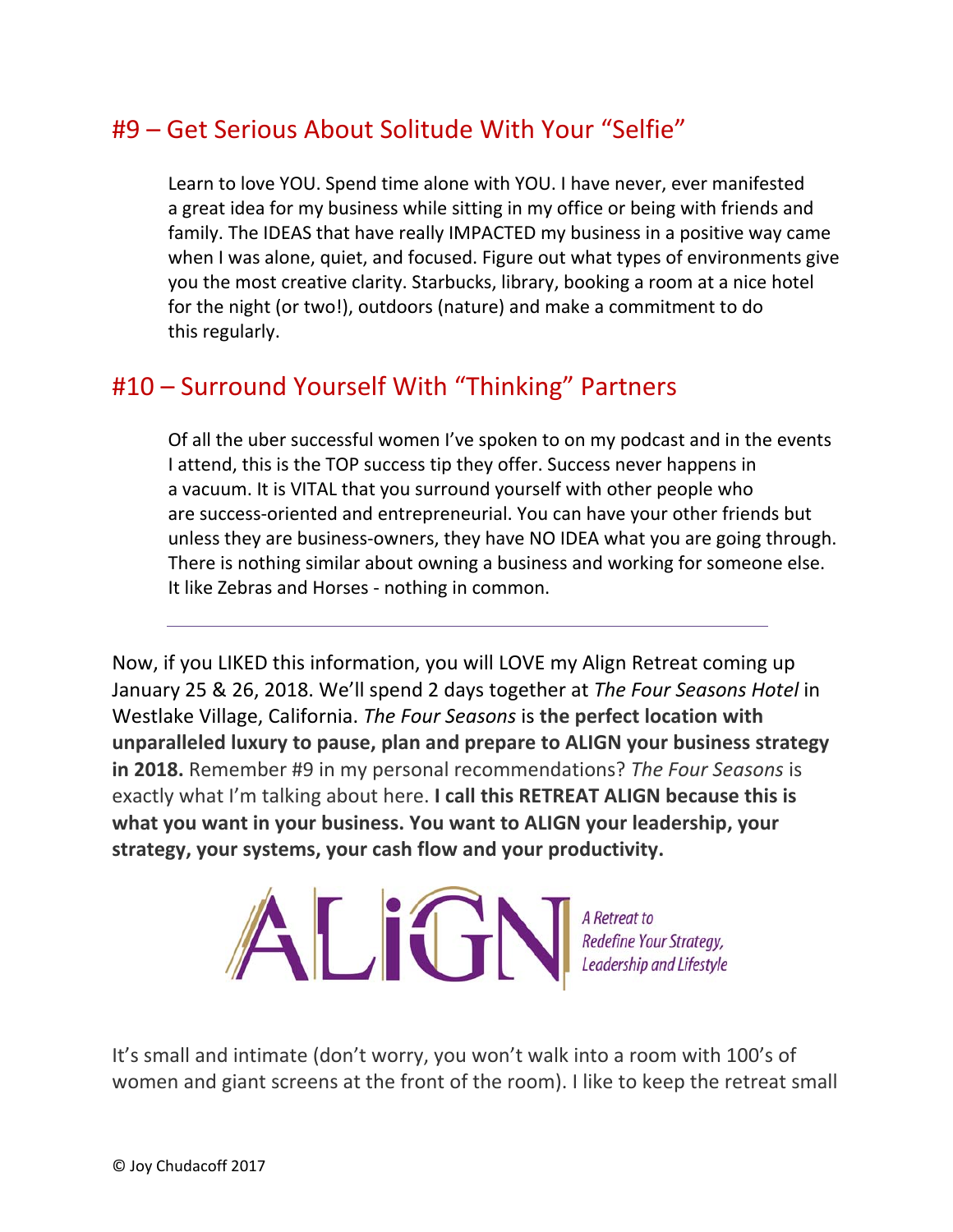## #9 – Get Serious About Solitude With Your "Selfie"

Learn to love YOU. Spend time alone with YOU. I have never, ever manifested a great idea for my business while sitting in my office or being with friends and family. The IDEAS that have really IMPACTED my business in a positive way came when I was alone, quiet, and focused. Figure out what types of environments give you the most creative clarity. Starbucks, library, booking a room at a nice hotel for the night (or two!), outdoors (nature) and make a commitment to do this regularly.

## #10 – Surround Yourself With "Thinking" Partners

Of all the uber successful women I've spoken to on my podcast and in the events I attend, this is the TOP success tip they offer. Success never happens in a vacuum. It is VITAL that you surround yourself with other people who are success-oriented and entrepreneurial. You can have your other friends but unless they are business-owners, they have NO IDEA what you are going through. There is nothing similar about owning a business and working for someone else. It like Zebras and Horses - nothing in common.

---

Now, if you LIKED this information, you will LOVE my Align Retreat coming up January 25 & 26, 2018. We'll spend 2 days together at *The Four Seasons Hotel* in Westlake Village, California. *The Four Seasons* is **the perfect location with unparalleled luxury to pause, plan and prepare to ALIGN your business strategy in 2018.** Remember #9 in my personal recommendations? *The Four Seasons* is exactly what I'm talking about here. **I call this RETREAT ALIGN because this is what you want in your business. You want to ALIGN your leadership, your strategy, your systems, your cash flow and your productivity.**

ALIGN *A Retreat to Redefine Your Strategy, Leadership and Lifestyle*

It's small and intimate (don't worry, you won't walk into a room with 100's of women and giant screens at the front of the room). I like to keep the retreat small

© Joy Chudacoff 2017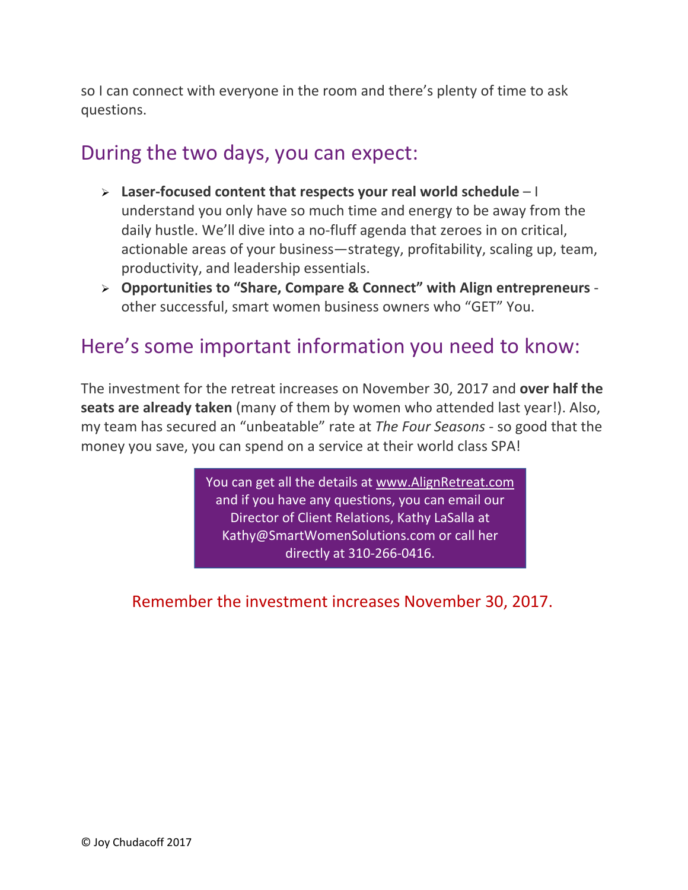so I can connect with everyone in the room and there's plenty of time to ask questions.

## During the two days, you can expect:

- **Laser-focused content that respects your real world schedule** – I understand you only have so much time and energy to be away from the daily hustle. We'll dive into a no-fluff agenda that zeroes in on critical, actionable areas of your business—strategy, profitability, scaling up, team, productivity, and leadership essentials.
- **Opportunities to "Share, Compare & Connect" with Align entrepreneurs** - other successful, smart women business owners who "GET" You.

## Here's some important information you need to know:

The investment for the retreat increases on November 30, 2017 and **over half the seats are already taken** (many of them by women who attended last year!). Also, my team has secured an "unbeatable" rate at *The Four Seasons* - so good that the money you save, you can spend on a service at their world class SPA!

You can get all the details at www.AlignRetreat.com and if you have any questions, you can email our Director of Client Relations, Kathy LaSalla at Kathy@SmartWomenSolutions.com or call her directly at 310-266-0416.

Remember the investment increases November 30, 2017.

© Joy Chudacoff 2017